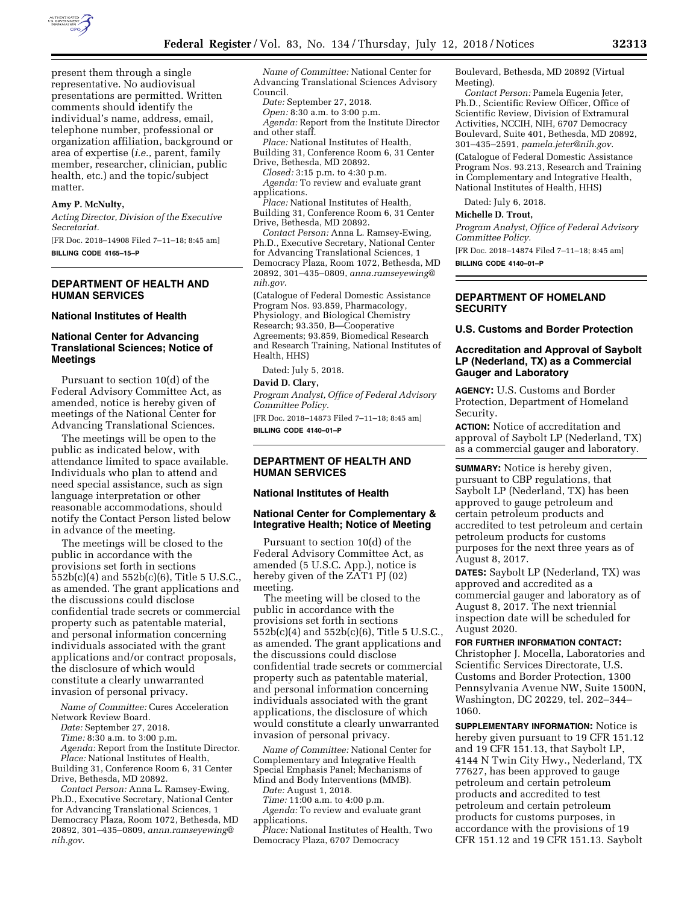present them through a single representative. No audiovisual presentations are permitted. Written comments should identify the individual's name, address, email, telephone number, professional or organization affiliation, background or area of expertise (*i.e.,* parent, family member, researcher, clinician, public health, etc.) and the topic/subject matter.

**Amy P. McNulty,**

*Acting Director, Division of the Executive Secretariat.*

[FR Doc. 2018–14908 Filed 7–11–18; 8:45 am]

**BILLING CODE 4165–15–P**

## DEPARTMENT OF HEALTH AND HUMAN SERVICES

### National Institutes of Health

### National Center for Advancing Translational Sciences; Notice of Meetings

Pursuant to section 10(d) of the Federal Advisory Committee Act, as amended, notice is hereby given of meetings of the National Center for Advancing Translational Sciences.

The meetings will be open to the public as indicated below, with attendance limited to space available. Individuals who plan to attend and need special assistance, such as sign language interpretation or other reasonable accommodations, should notify the Contact Person listed below in advance of the meeting.

The meetings will be closed to the public in accordance with the provisions set forth in sections 552b(c)(4) and 552b(c)(6), Title 5 U.S.C., as amended. The grant applications and the discussions could disclose confidential trade secrets or commercial property such as patentable material, and personal information concerning individuals associated with the grant applications and/or contract proposals, the disclosure of which would constitute a clearly unwarranted invasion of personal privacy.

*Name of Committee:* Cures Acceleration Network Review Board.

*Date:* September 27, 2018.

*Time:* 8:30 a.m. to 3:00 p.m.

*Agenda:* Report from the Institute Director.

*Place:* National Institutes of Health, Building 31, Conference Room 6, 31 Center Drive, Bethesda, MD 20892.

*Contact Person:* Anna L. Ramsey-Ewing, Ph.D., Executive Secretary, National Center for Advancing Translational Sciences, 1 Democracy Plaza, Room 1072, Bethesda, MD 20892, 301–435–0809, *annn.ramseyewing@nih.gov*.

*Name of Committee:* National Center for Advancing Translational Sciences Advisory Council.

*Date:* September 27, 2018.

*Open:* 8:30 a.m. to 3:00 p.m.

*Agenda:* Report from the Institute Director and other staff.

*Place:* National Institutes of Health, Building 31, Conference Room 6, 31 Center Drive, Bethesda, MD 20892.

*Closed:* 3:15 p.m. to 4:30 p.m.

*Agenda:* To review and evaluate grant applications.

*Place:* National Institutes of Health, Building 31, Conference Room 6, 31 Center Drive, Bethesda, MD 20892.

*Contact Person:* Anna L. Ramsey-Ewing, Ph.D., Executive Secretary, National Center for Advancing Translational Sciences, 1 Democracy Plaza, Room 1072, Bethesda, MD 20892, 301–435–0809, *anna.ramseyewing@nih.gov*.

(Catalogue of Federal Domestic Assistance Program Nos. 93.859, Pharmacology, Physiology, and Biological Chemistry Research; 93.350, B—Cooperative Agreements; 93.859, Biomedical Research and Research Training, National Institutes of Health, HHS)

Dated: July 5, 2018.

**David D. Clary,**

*Program Analyst, Office of Federal Advisory Committee Policy.*

[FR Doc. 2018–14873 Filed 7–11–18; 8:45 am]

**BILLING CODE 4140–01–P**

## DEPARTMENT OF HEALTH AND HUMAN SERVICES

### National Institutes of Health

### National Center for Complementary & Integrative Health; Notice of Meeting

Pursuant to section 10(d) of the Federal Advisory Committee Act, as amended (5 U.S.C. App.), notice is hereby given of the ZAT1 PJ (02) meeting.

The meeting will be closed to the public in accordance with the provisions set forth in sections 552b(c)(4) and 552b(c)(6), Title 5 U.S.C., as amended. The grant applications and the discussions could disclose confidential trade secrets or commercial property such as patentable material, and personal information concerning individuals associated with the grant applications, the disclosure of which would constitute a clearly unwarranted invasion of personal privacy.

*Name of Committee:* National Center for Complementary and Integrative Health Special Emphasis Panel; Mechanisms of Mind and Body Interventions (MMB).

*Date:* August 1, 2018.

*Time:* 11:00 a.m. to 4:00 p.m.

*Agenda:* To review and evaluate grant applications.

*Place:* National Institutes of Health, Two Democracy Plaza, 6707 Democracy Boulevard, Bethesda, MD 20892 (Virtual Meeting).

*Contact Person:* Pamela Eugenia Jeter, Ph.D., Scientific Review Officer, Office of Scientific Review, Division of Extramural Activities, NCCIH, NIH, 6707 Democracy Boulevard, Suite 401, Bethesda, MD 20892, 301–435–2591, *pamela.jeter@nih.gov*.

(Catalogue of Federal Domestic Assistance Program Nos. 93.213, Research and Training in Complementary and Integrative Health, National Institutes of Health, HHS)

Dated: July 6, 2018.

**Michelle D. Trout,**

*Program Analyst, Office of Federal Advisory Committee Policy.*

[FR Doc. 2018–14874 Filed 7–11–18; 8:45 am]

**BILLING CODE 4140–01–P**

## DEPARTMENT OF HOMELAND SECURITY

### U.S. Customs and Border Protection

### Accreditation and Approval of Saybolt LP (Nederland, TX) as a Commercial Gauger and Laboratory

**AGENCY:** U.S. Customs and Border Protection, Department of Homeland Security.

**ACTION:** Notice of accreditation and approval of Saybolt LP (Nederland, TX) as a commercial gauger and laboratory.

**SUMMARY:** Notice is hereby given, pursuant to CBP regulations, that Saybolt LP (Nederland, TX) has been approved to gauge petroleum and certain petroleum products and accredited to test petroleum and certain petroleum products for customs purposes for the next three years as of August 8, 2017.

**DATES:** Saybolt LP (Nederland, TX) was approved and accredited as a commercial gauger and laboratory as of August 8, 2017. The next triennial inspection date will be scheduled for August 2020.

**FOR FURTHER INFORMATION CONTACT:** Christopher J. Mocella, Laboratories and Scientific Services Directorate, U.S. Customs and Border Protection, 1300 Pennsylvania Avenue NW, Suite 1500N, Washington, DC 20229, tel. 202–344–1060.

**SUPPLEMENTARY INFORMATION:** Notice is hereby given pursuant to 19 CFR 151.12 and 19 CFR 151.13, that Saybolt LP, 4144 N Twin City Hwy., Nederland, TX 77627, has been approved to gauge petroleum and certain petroleum products and accredited to test petroleum and certain petroleum products for customs purposes, in accordance with the provisions of 19 CFR 151.12 and 19 CFR 151.13. Saybolt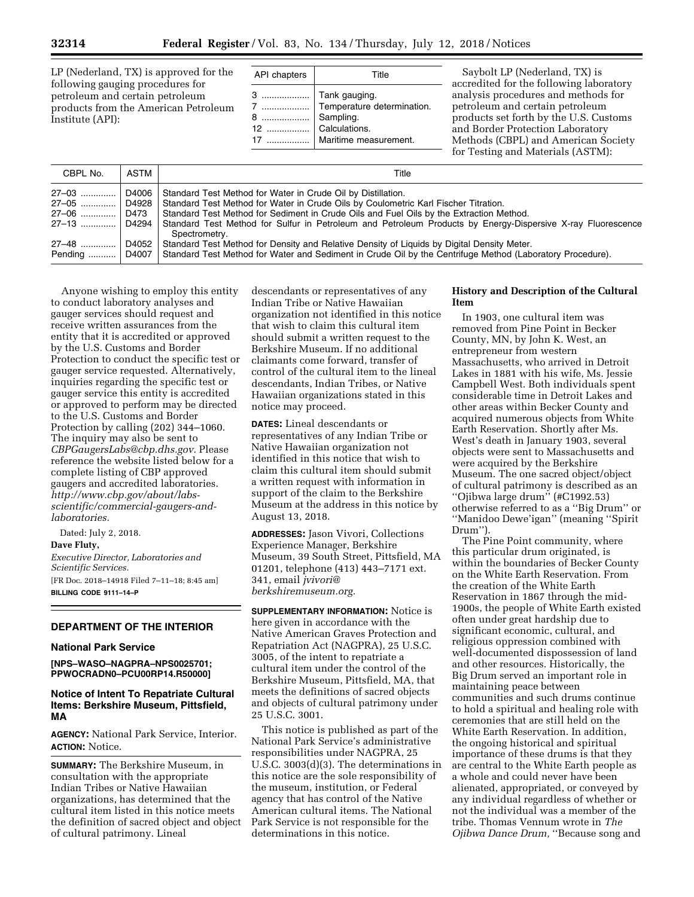LP (Nederland, TX) is approved for the following gauging procedures for petroleum and certain petroleum products from the American Petroleum Institute (API):

| API chapters | Title |
|---|---|
| 3 .................. | Tank gauging. |
| 7 .................. | Temperature determination. |
| 8 .................. | Sampling. |
| 12 ................ | Calculations. |
| 17 ................ | Maritime measurement. |

Saybolt LP (Nederland, TX) is accredited for the following laboratory analysis procedures and methods for petroleum and certain petroleum products set forth by the U.S. Customs and Border Protection Laboratory Methods (CBPL) and American Society for Testing and Materials (ASTM):

| CBPL No. | ASTM | Title |
|---|---|---|
| 27–03 ............. | D4006 | Standard Test Method for Water in Crude Oil by Distillation. |
| 27–05 ............. | D4928 | Standard Test Method for Water in Crude Oils by Coulometric Karl Fischer Titration. |
| 27–06 ............. | D473 | Standard Test Method for Sediment in Crude Oils and Fuel Oils by the Extraction Method. |
| 27–13 ............. | D4294 | Standard Test Method for Sulfur in Petroleum and Petroleum Products by Energy-Dispersive X-ray Fluorescence Spectrometry. |
| 27–48 ............. | D4052 | Standard Test Method for Density and Relative Density of Liquids by Digital Density Meter. |
| Pending ........... | D4007 | Standard Test Method for Water and Sediment in Crude Oil by the Centrifuge Method (Laboratory Procedure). |

Anyone wishing to employ this entity to conduct laboratory analyses and gauger services should request and receive written assurances from the entity that it is accredited or approved by the U.S. Customs and Border Protection to conduct the specific test or gauger service requested. Alternatively, inquiries regarding the specific test or gauger service this entity is accredited or approved to perform may be directed to the U.S. Customs and Border Protection by calling (202) 344–1060. The inquiry may also be sent to *CBPGaugersLabs@cbp.dhs.gov.* Please reference the website listed below for a complete listing of CBP approved gaugers and accredited laboratories. *http://www.cbp.gov/about/labs-scientific/commercial-gaugers-and-laboratories.*

Dated: July 2, 2018.

**Dave Fluty,**

*Executive Director, Laboratories and Scientific Services.*

[FR Doc. 2018–14918 Filed 7–11–18; 8:45 am]

**BILLING CODE 9111–14–P**

## DEPARTMENT OF THE INTERIOR

### National Park Service

**[NPS–WASO–NAGPRA–NPS0025701; PPWOCRADN0–PCU00RP14.R50000]**

### Notice of Intent To Repatriate Cultural Items: Berkshire Museum, Pittsfield, MA

**AGENCY:** National Park Service, Interior.

**ACTION:** Notice.

**SUMMARY:** The Berkshire Museum, in consultation with the appropriate Indian Tribes or Native Hawaiian organizations, has determined that the cultural item listed in this notice meets the definition of sacred object and object of cultural patrimony. Lineal descendants or representatives of any Indian Tribe or Native Hawaiian organization not identified in this notice that wish to claim this cultural item should submit a written request to the Berkshire Museum. If no additional claimants come forward, transfer of control of the cultural item to the lineal descendants, Indian Tribes, or Native Hawaiian organizations stated in this notice may proceed.

**DATES:** Lineal descendants or representatives of any Indian Tribe or Native Hawaiian organization not identified in this notice that wish to claim this cultural item should submit a written request with information in support of the claim to the Berkshire Museum at the address in this notice by August 13, 2018.

**ADDRESSES:** Jason Vivori, Collections Experience Manager, Berkshire Museum, 39 South Street, Pittsfield, MA 01201, telephone (413) 443–7171 ext. 341, email *jvivori@berkshiremuseum.org.*

**SUPPLEMENTARY INFORMATION:** Notice is here given in accordance with the Native American Graves Protection and Repatriation Act (NAGPRA), 25 U.S.C. 3005, of the intent to repatriate a cultural item under the control of the Berkshire Museum, Pittsfield, MA, that meets the definitions of sacred objects and objects of cultural patrimony under 25 U.S.C. 3001.

This notice is published as part of the National Park Service's administrative responsibilities under NAGPRA, 25 U.S.C. 3003(d)(3). The determinations in this notice are the sole responsibility of the museum, institution, or Federal agency that has control of the Native American cultural items. The National Park Service is not responsible for the determinations in this notice.

**History and Description of the Cultural Item**

In 1903, one cultural item was removed from Pine Point in Becker County, MN, by John K. West, an entrepreneur from western Massachusetts, who arrived in Detroit Lakes in 1881 with his wife, Ms. Jessie Campbell West. Both individuals spent considerable time in Detroit Lakes and other areas within Becker County and acquired numerous objects from White Earth Reservation. Shortly after Ms. West's death in January 1903, several objects were sent to Massachusetts and were acquired by the Berkshire Museum. The one sacred object/object of cultural patrimony is described as an ''Ojibwa large drum'' (#C1992.53) otherwise referred to as a ''Big Drum'' or ''Manidoo Dewe'igan'' (meaning ''Spirit Drum'').

The Pine Point community, where this particular drum originated, is within the boundaries of Becker County on the White Earth Reservation. From the creation of the White Earth Reservation in 1867 through the mid-1900s, the people of White Earth existed often under great hardship due to significant economic, cultural, and religious oppression combined with well-documented dispossession of land and other resources. Historically, the Big Drum served an important role in maintaining peace between communities and such drums continue to hold a spiritual and healing role with ceremonies that are still held on the White Earth Reservation. In addition, the ongoing historical and spiritual importance of these drums is that they are central to the White Earth people as a whole and could never have been alienated, appropriated, or conveyed by any individual regardless of whether or not the individual was a member of the tribe. Thomas Vennum wrote in *The Ojibwa Dance Drum,* ''Because song and